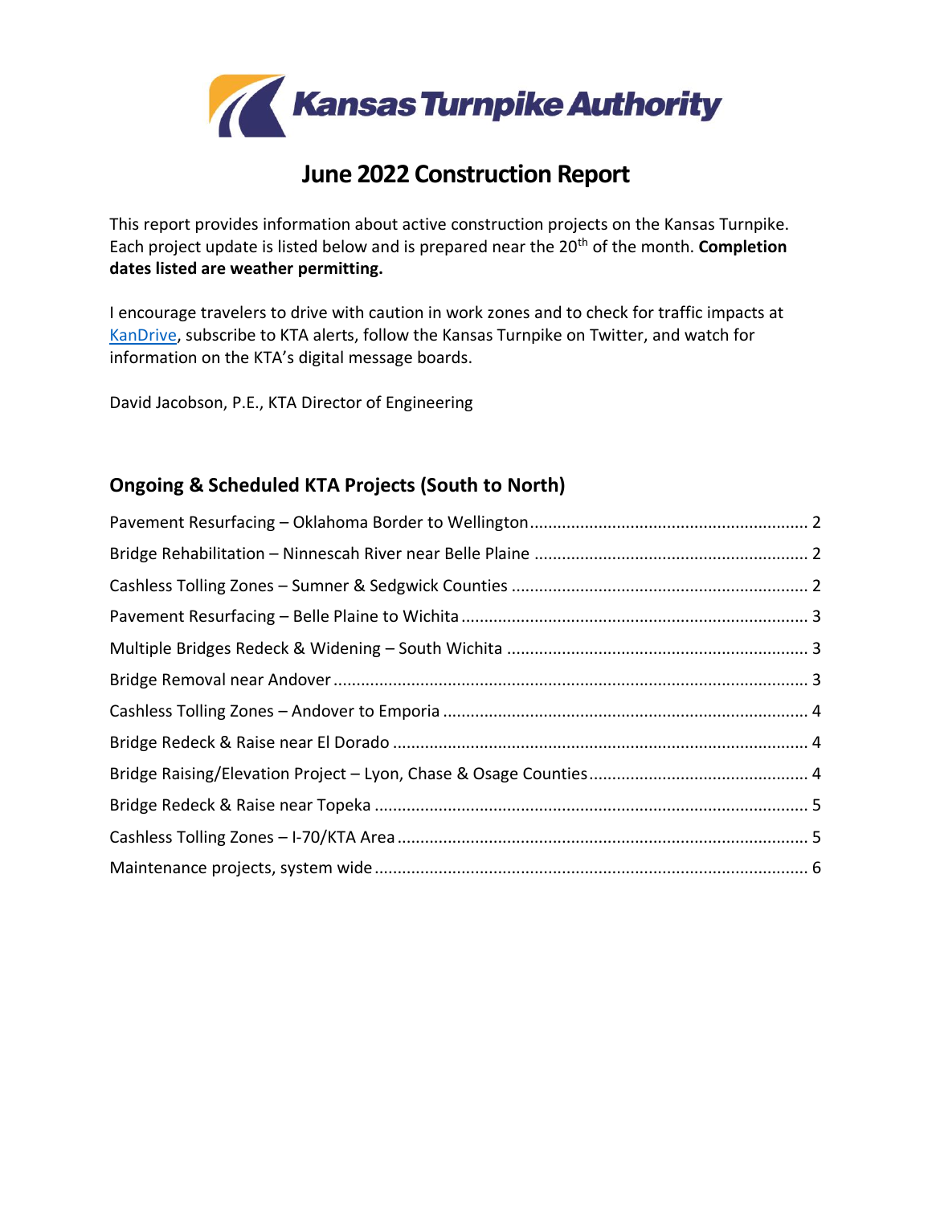Kansas Turnpike Authority

# June 2022 Construction Report

This report provides information about active construction projects on the Kansas Turnpike. Each project update is listed below and is prepared near the 20th of the month. **Completion dates listed are weather permitting.**

I encourage travelers to drive with caution in work zones and to check for traffic impacts at [KanDrive](), subscribe to KTA alerts, follow the Kansas Turnpike on Twitter, and watch for information on the KTA's digital message boards.

David Jacobson, P.E., KTA Director of Engineering

## Ongoing & Scheduled KTA Projects (South to North)

- Pavement Resurfacing – Oklahoma Border to Wellington ........ 2
- Bridge Rehabilitation – Ninnescah River near Belle Plaine ........ 2
- Cashless Tolling Zones – Sumner & Sedgwick Counties ........ 2
- Pavement Resurfacing – Belle Plaine to Wichita ........ 3
- Multiple Bridges Redeck & Widening – South Wichita ........ 3
- Bridge Removal near Andover ........ 3
- Cashless Tolling Zones – Andover to Emporia ........ 4
- Bridge Redeck & Raise near El Dorado ........ 4
- Bridge Raising/Elevation Project – Lyon, Chase & Osage Counties ........ 4
- Bridge Redeck & Raise near Topeka ........ 5
- Cashless Tolling Zones – I-70/KTA Area ........ 5
- Maintenance projects, system wide ........ 6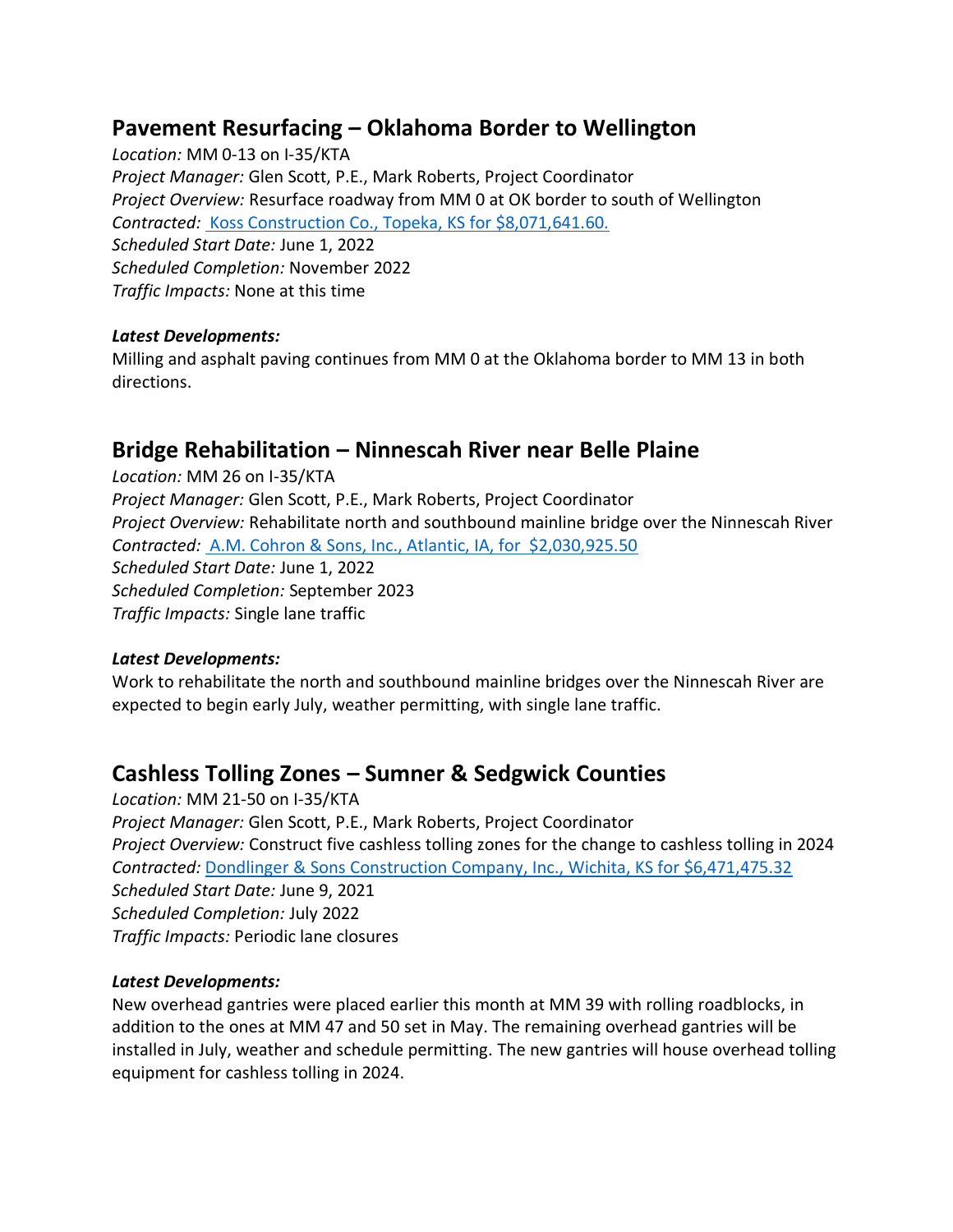## Pavement Resurfacing – Oklahoma Border to Wellington

*Location:* MM 0-13 on I-35/KTA
*Project Manager:* Glen Scott, P.E., Mark Roberts, Project Coordinator
*Project Overview:* Resurface roadway from MM 0 at OK border to south of Wellington
*Contracted:* Koss Construction Co., Topeka, KS for $8,071,641.60.
*Scheduled Start Date:* June 1, 2022
*Scheduled Completion:* November 2022
*Traffic Impacts:* None at this time

***Latest Developments:***
Milling and asphalt paving continues from MM 0 at the Oklahoma border to MM 13 in both directions.

## Bridge Rehabilitation – Ninnescah River near Belle Plaine

*Location:* MM 26 on I-35/KTA
*Project Manager:* Glen Scott, P.E., Mark Roberts, Project Coordinator
*Project Overview:* Rehabilitate north and southbound mainline bridge over the Ninnescah River
*Contracted:* A.M. Cohron & Sons, Inc., Atlantic, IA, for $2,030,925.50
*Scheduled Start Date:* June 1, 2022
*Scheduled Completion:* September 2023
*Traffic Impacts:* Single lane traffic

***Latest Developments:***
Work to rehabilitate the north and southbound mainline bridges over the Ninnescah River are expected to begin early July, weather permitting, with single lane traffic.

## Cashless Tolling Zones – Sumner & Sedgwick Counties

*Location:* MM 21-50 on I-35/KTA
*Project Manager:* Glen Scott, P.E., Mark Roberts, Project Coordinator
*Project Overview:* Construct five cashless tolling zones for the change to cashless tolling in 2024
*Contracted:* Dondlinger & Sons Construction Company, Inc., Wichita, KS for $6,471,475.32
*Scheduled Start Date:* June 9, 2021
*Scheduled Completion:* July 2022
*Traffic Impacts:* Periodic lane closures

***Latest Developments:***
New overhead gantries were placed earlier this month at MM 39 with rolling roadblocks, in addition to the ones at MM 47 and 50 set in May. The remaining overhead gantries will be installed in July, weather and schedule permitting. The new gantries will house overhead tolling equipment for cashless tolling in 2024.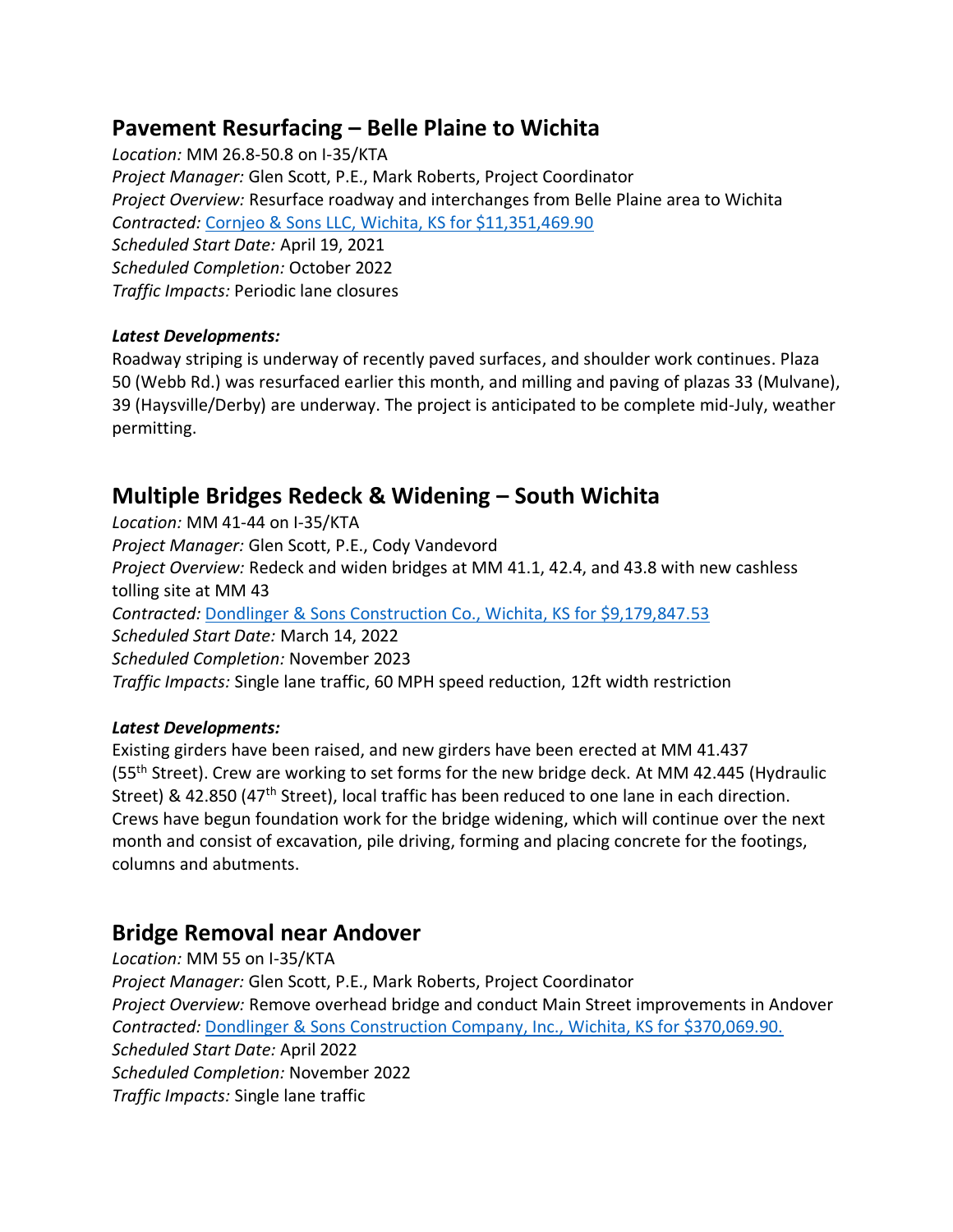## Pavement Resurfacing – Belle Plaine to Wichita

*Location:* MM 26.8-50.8 on I-35/KTA
*Project Manager:* Glen Scott, P.E., Mark Roberts, Project Coordinator
*Project Overview:* Resurface roadway and interchanges from Belle Plaine area to Wichita
*Contracted:* Cornjeo & Sons LLC, Wichita, KS for $11,351,469.90
*Scheduled Start Date:* April 19, 2021
*Scheduled Completion:* October 2022
*Traffic Impacts:* Periodic lane closures

***Latest Developments:***

Roadway striping is underway of recently paved surfaces, and shoulder work continues. Plaza 50 (Webb Rd.) was resurfaced earlier this month, and milling and paving of plazas 33 (Mulvane), 39 (Haysville/Derby) are underway. The project is anticipated to be complete mid-July, weather permitting.

## Multiple Bridges Redeck & Widening – South Wichita

*Location:* MM 41-44 on I-35/KTA
*Project Manager:* Glen Scott, P.E., Cody Vandevord
*Project Overview:* Redeck and widen bridges at MM 41.1, 42.4, and 43.8 with new cashless tolling site at MM 43
*Contracted:* Dondlinger & Sons Construction Co., Wichita, KS for $9,179,847.53
*Scheduled Start Date:* March 14, 2022
*Scheduled Completion:* November 2023
*Traffic Impacts:* Single lane traffic, 60 MPH speed reduction, 12ft width restriction

***Latest Developments:***

Existing girders have been raised, and new girders have been erected at MM 41.437 (55th Street). Crew are working to set forms for the new bridge deck. At MM 42.445 (Hydraulic Street) & 42.850 (47th Street), local traffic has been reduced to one lane in each direction. Crews have begun foundation work for the bridge widening, which will continue over the next month and consist of excavation, pile driving, forming and placing concrete for the footings, columns and abutments.

## Bridge Removal near Andover

*Location:* MM 55 on I-35/KTA
*Project Manager:* Glen Scott, P.E., Mark Roberts, Project Coordinator
*Project Overview:* Remove overhead bridge and conduct Main Street improvements in Andover
*Contracted:* Dondlinger & Sons Construction Company, Inc., Wichita, KS for $370,069.90.
*Scheduled Start Date:* April 2022
*Scheduled Completion:* November 2022
*Traffic Impacts:* Single lane traffic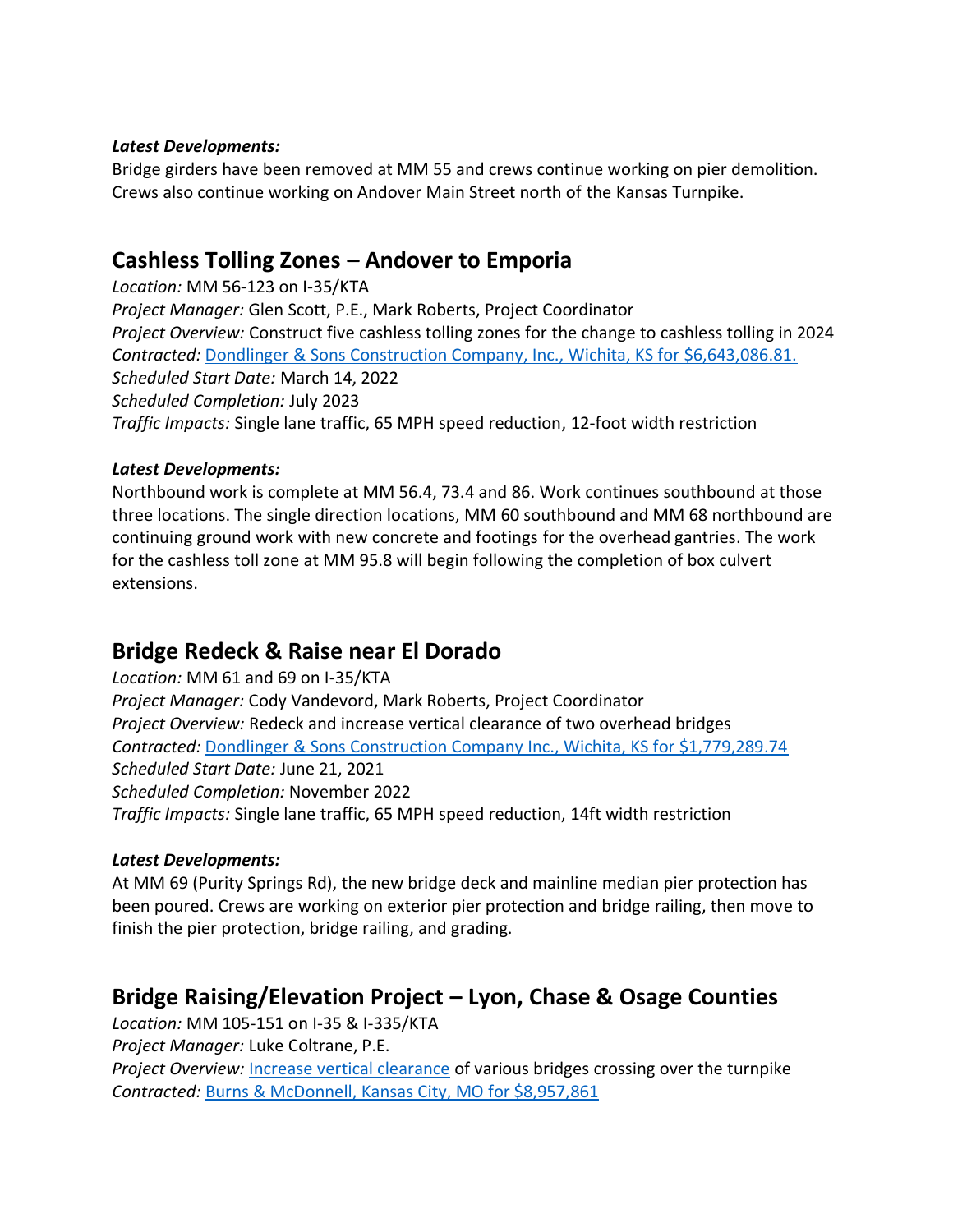***Latest Developments:***

Bridge girders have been removed at MM 55 and crews continue working on pier demolition. Crews also continue working on Andover Main Street north of the Kansas Turnpike.

## Cashless Tolling Zones – Andover to Emporia

*Location:* MM 56-123 on I-35/KTA
*Project Manager:* Glen Scott, P.E., Mark Roberts, Project Coordinator
*Project Overview:* Construct five cashless tolling zones for the change to cashless tolling in 2024
*Contracted:* Dondlinger & Sons Construction Company, Inc., Wichita, KS for $6,643,086.81.
*Scheduled Start Date:* March 14, 2022
*Scheduled Completion:* July 2023
*Traffic Impacts:* Single lane traffic, 65 MPH speed reduction, 12-foot width restriction

***Latest Developments:***

Northbound work is complete at MM 56.4, 73.4 and 86. Work continues southbound at those three locations. The single direction locations, MM 60 southbound and MM 68 northbound are continuing ground work with new concrete and footings for the overhead gantries. The work for the cashless toll zone at MM 95.8 will begin following the completion of box culvert extensions.

## Bridge Redeck & Raise near El Dorado

*Location:* MM 61 and 69 on I-35/KTA
*Project Manager:* Cody Vandevord, Mark Roberts, Project Coordinator
*Project Overview:* Redeck and increase vertical clearance of two overhead bridges
*Contracted:* Dondlinger & Sons Construction Company Inc., Wichita, KS for $1,779,289.74
*Scheduled Start Date:* June 21, 2021
*Scheduled Completion:* November 2022
*Traffic Impacts:* Single lane traffic, 65 MPH speed reduction, 14ft width restriction

***Latest Developments:***

At MM 69 (Purity Springs Rd), the new bridge deck and mainline median pier protection has been poured. Crews are working on exterior pier protection and bridge railing, then move to finish the pier protection, bridge railing, and grading.

## Bridge Raising/Elevation Project – Lyon, Chase & Osage Counties

*Location:* MM 105-151 on I-35 & I-335/KTA
*Project Manager:* Luke Coltrane, P.E.
*Project Overview:* Increase vertical clearance of various bridges crossing over the turnpike
*Contracted:* Burns & McDonnell, Kansas City, MO for $8,957,861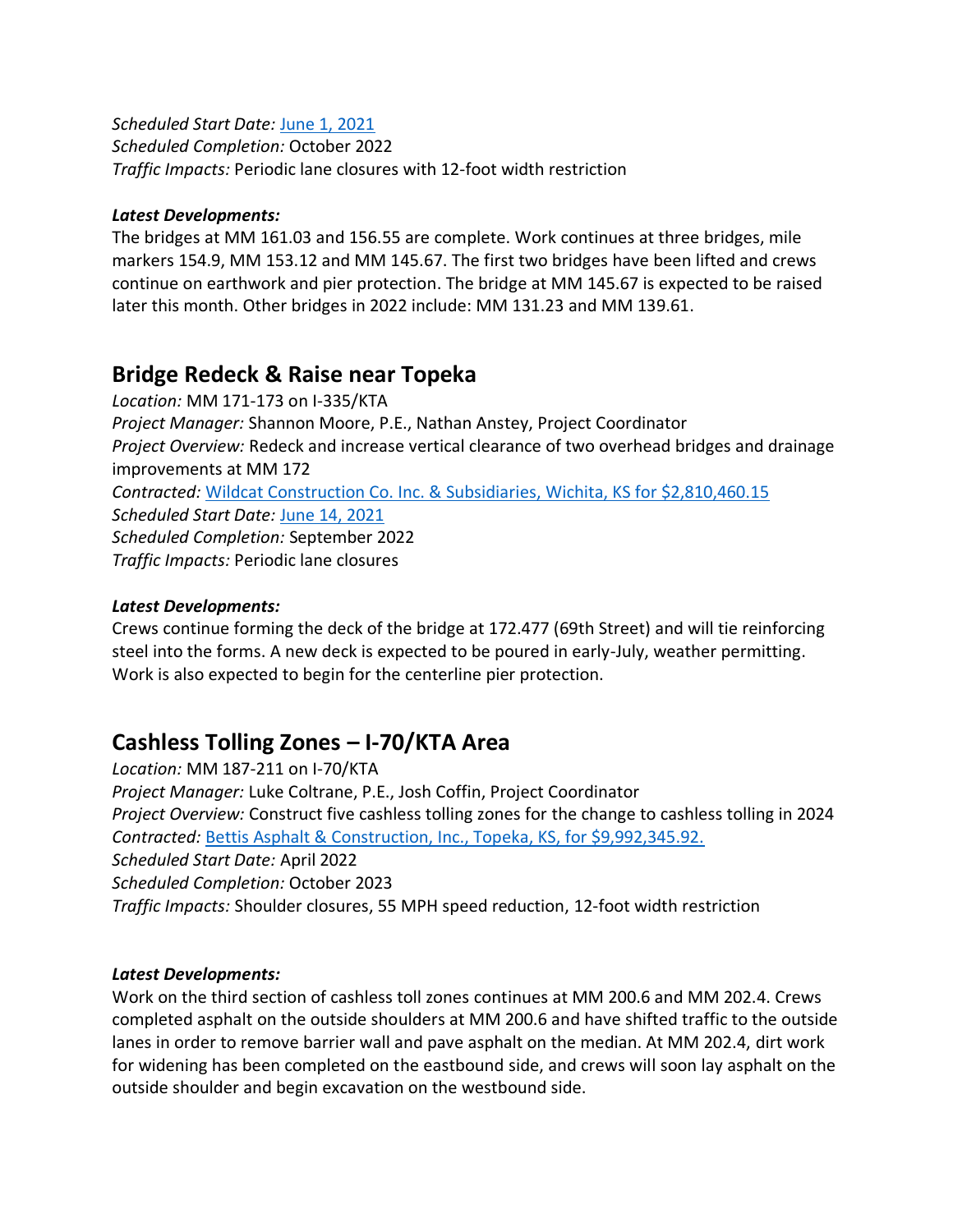*Scheduled Start Date:* June 1, 2021
*Scheduled Completion:* October 2022
*Traffic Impacts:* Periodic lane closures with 12-foot width restriction

***Latest Developments:***
The bridges at MM 161.03 and 156.55 are complete. Work continues at three bridges, mile markers 154.9, MM 153.12 and MM 145.67. The first two bridges have been lifted and crews continue on earthwork and pier protection. The bridge at MM 145.67 is expected to be raised later this month. Other bridges in 2022 include: MM 131.23 and MM 139.61.

## Bridge Redeck & Raise near Topeka

*Location:* MM 171-173 on I-335/KTA
*Project Manager:* Shannon Moore, P.E., Nathan Anstey, Project Coordinator
*Project Overview:* Redeck and increase vertical clearance of two overhead bridges and drainage improvements at MM 172
*Contracted:* Wildcat Construction Co. Inc. & Subsidiaries, Wichita, KS for $2,810,460.15
*Scheduled Start Date:* June 14, 2021
*Scheduled Completion:* September 2022
*Traffic Impacts:* Periodic lane closures

***Latest Developments:***
Crews continue forming the deck of the bridge at 172.477 (69th Street) and will tie reinforcing steel into the forms. A new deck is expected to be poured in early-July, weather permitting. Work is also expected to begin for the centerline pier protection.

## Cashless Tolling Zones – I-70/KTA Area

*Location:* MM 187-211 on I-70/KTA
*Project Manager:* Luke Coltrane, P.E., Josh Coffin, Project Coordinator
*Project Overview:* Construct five cashless tolling zones for the change to cashless tolling in 2024
*Contracted:* Bettis Asphalt & Construction, Inc., Topeka, KS, for $9,992,345.92.
*Scheduled Start Date:* April 2022
*Scheduled Completion:* October 2023
*Traffic Impacts:* Shoulder closures, 55 MPH speed reduction, 12-foot width restriction

***Latest Developments:***
Work on the third section of cashless toll zones continues at MM 200.6 and MM 202.4. Crews completed asphalt on the outside shoulders at MM 200.6 and have shifted traffic to the outside lanes in order to remove barrier wall and pave asphalt on the median. At MM 202.4, dirt work for widening has been completed on the eastbound side, and crews will soon lay asphalt on the outside shoulder and begin excavation on the westbound side.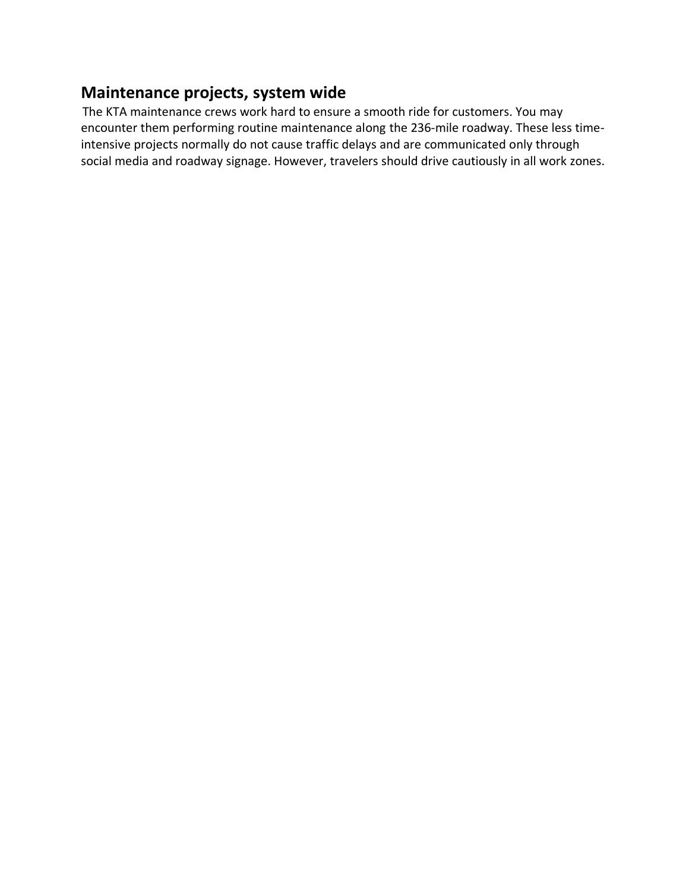## Maintenance projects, system wide

The KTA maintenance crews work hard to ensure a smooth ride for customers. You may encounter them performing routine maintenance along the 236-mile roadway. These less time-intensive projects normally do not cause traffic delays and are communicated only through social media and roadway signage. However, travelers should drive cautiously in all work zones.